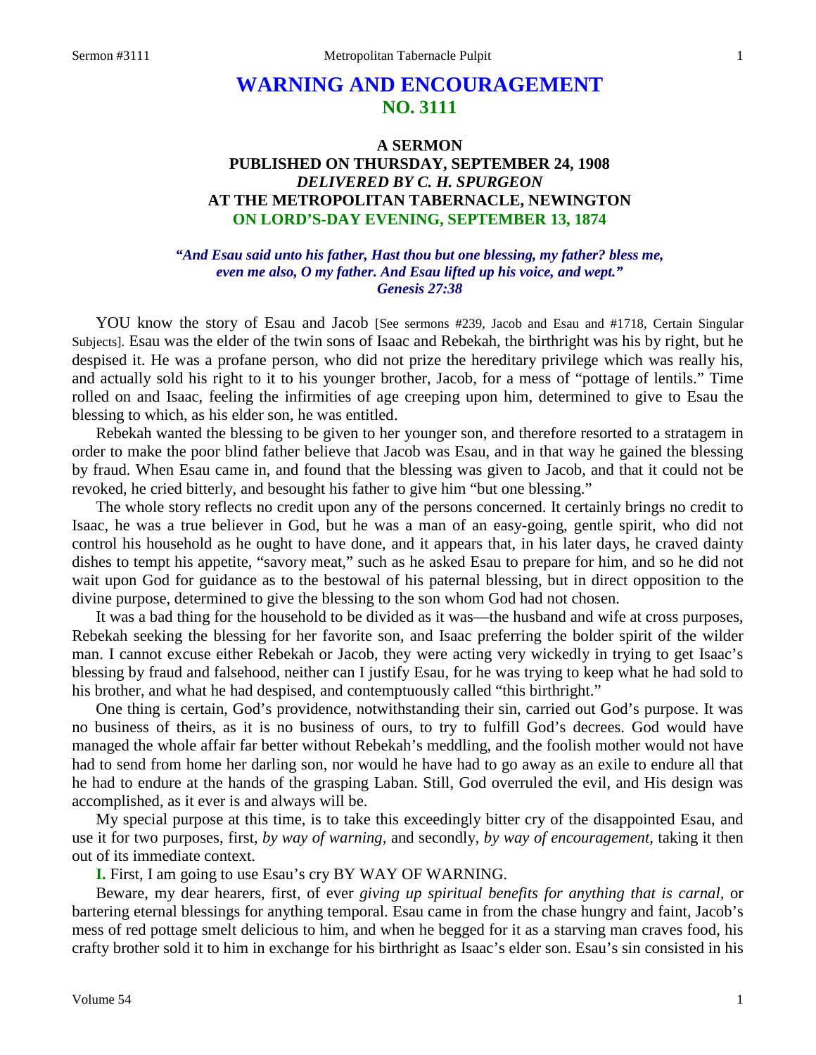# WARNING AND ENCOURAGEMENT
## NO. 3111

### A SERMON
### PUBLISHED ON THURSDAY, SEPTEMBER 24, 1908
### *DELIVERED BY C. H. SPURGEON*
### AT THE METROPOLITAN TABERNACLE, NEWINGTON
### ON LORD'S-DAY EVENING, SEPTEMBER 13, 1874

***"And Esau said unto his father, Hast thou but one blessing, my father? bless me, even me also, O my father. And Esau lifted up his voice, and wept." Genesis 27:38***

YOU know the story of Esau and Jacob [See sermons #239, Jacob and Esau and #1718, Certain Singular Subjects]. Esau was the elder of the twin sons of Isaac and Rebekah, the birthright was his by right, but he despised it. He was a profane person, who did not prize the hereditary privilege which was really his, and actually sold his right to it to his younger brother, Jacob, for a mess of "pottage of lentils." Time rolled on and Isaac, feeling the infirmities of age creeping upon him, determined to give to Esau the blessing to which, as his elder son, he was entitled.

Rebekah wanted the blessing to be given to her younger son, and therefore resorted to a stratagem in order to make the poor blind father believe that Jacob was Esau, and in that way he gained the blessing by fraud. When Esau came in, and found that the blessing was given to Jacob, and that it could not be revoked, he cried bitterly, and besought his father to give him "but one blessing."

The whole story reflects no credit upon any of the persons concerned. It certainly brings no credit to Isaac, he was a true believer in God, but he was a man of an easy-going, gentle spirit, who did not control his household as he ought to have done, and it appears that, in his later days, he craved dainty dishes to tempt his appetite, "savory meat," such as he asked Esau to prepare for him, and so he did not wait upon God for guidance as to the bestowal of his paternal blessing, but in direct opposition to the divine purpose, determined to give the blessing to the son whom God had not chosen.

It was a bad thing for the household to be divided as it was—the husband and wife at cross purposes, Rebekah seeking the blessing for her favorite son, and Isaac preferring the bolder spirit of the wilder man. I cannot excuse either Rebekah or Jacob, they were acting very wickedly in trying to get Isaac's blessing by fraud and falsehood, neither can I justify Esau, for he was trying to keep what he had sold to his brother, and what he had despised, and contemptuously called "this birthright."

One thing is certain, God's providence, notwithstanding their sin, carried out God's purpose. It was no business of theirs, as it is no business of ours, to try to fulfill God's decrees. God would have managed the whole affair far better without Rebekah's meddling, and the foolish mother would not have had to send from home her darling son, nor would he have had to go away as an exile to endure all that he had to endure at the hands of the grasping Laban. Still, God overruled the evil, and His design was accomplished, as it ever is and always will be.

My special purpose at this time, is to take this exceedingly bitter cry of the disappointed Esau, and use it for two purposes, first, *by way of warning,* and secondly, *by way of encouragement,* taking it then out of its immediate context.

**I.** First, I am going to use Esau's cry BY WAY OF WARNING.

Beware, my dear hearers, first, of ever *giving up spiritual benefits for anything that is carnal*, or bartering eternal blessings for anything temporal. Esau came in from the chase hungry and faint, Jacob's mess of red pottage smelt delicious to him, and when he begged for it as a starving man craves food, his crafty brother sold it to him in exchange for his birthright as Isaac's elder son. Esau's sin consisted in his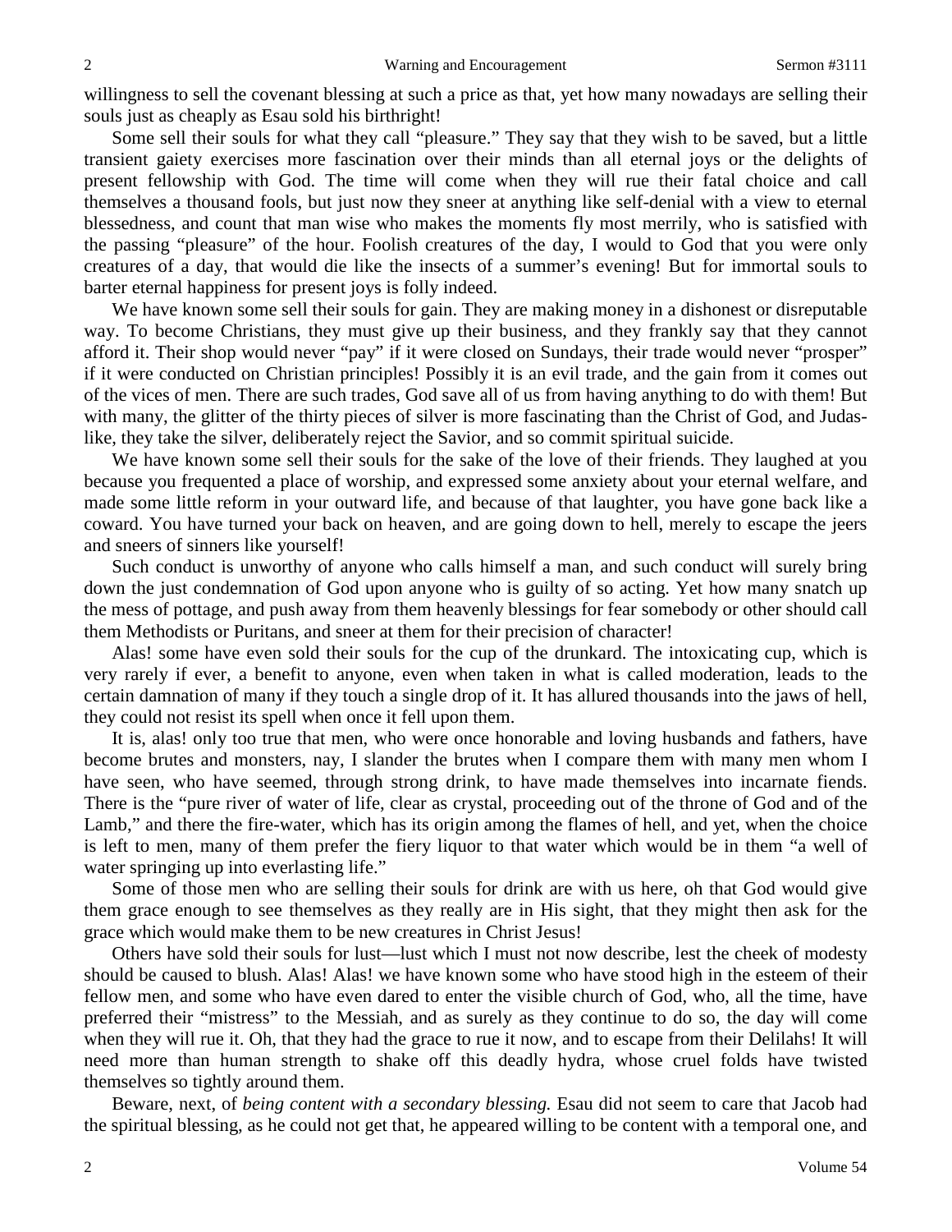willingness to sell the covenant blessing at such a price as that, yet how many nowadays are selling their souls just as cheaply as Esau sold his birthright!

Some sell their souls for what they call "pleasure." They say that they wish to be saved, but a little transient gaiety exercises more fascination over their minds than all eternal joys or the delights of present fellowship with God. The time will come when they will rue their fatal choice and call themselves a thousand fools, but just now they sneer at anything like self-denial with a view to eternal blessedness, and count that man wise who makes the moments fly most merrily, who is satisfied with the passing "pleasure" of the hour. Foolish creatures of the day, I would to God that you were only creatures of a day, that would die like the insects of a summer's evening! But for immortal souls to barter eternal happiness for present joys is folly indeed.

We have known some sell their souls for gain. They are making money in a dishonest or disreputable way. To become Christians, they must give up their business, and they frankly say that they cannot afford it. Their shop would never "pay" if it were closed on Sundays, their trade would never "prosper" if it were conducted on Christian principles! Possibly it is an evil trade, and the gain from it comes out of the vices of men. There are such trades, God save all of us from having anything to do with them! But with many, the glitter of the thirty pieces of silver is more fascinating than the Christ of God, and Judas-like, they take the silver, deliberately reject the Savior, and so commit spiritual suicide.

We have known some sell their souls for the sake of the love of their friends. They laughed at you because you frequented a place of worship, and expressed some anxiety about your eternal welfare, and made some little reform in your outward life, and because of that laughter, you have gone back like a coward. You have turned your back on heaven, and are going down to hell, merely to escape the jeers and sneers of sinners like yourself!

Such conduct is unworthy of anyone who calls himself a man, and such conduct will surely bring down the just condemnation of God upon anyone who is guilty of so acting. Yet how many snatch up the mess of pottage, and push away from them heavenly blessings for fear somebody or other should call them Methodists or Puritans, and sneer at them for their precision of character!

Alas! some have even sold their souls for the cup of the drunkard. The intoxicating cup, which is very rarely if ever, a benefit to anyone, even when taken in what is called moderation, leads to the certain damnation of many if they touch a single drop of it. It has allured thousands into the jaws of hell, they could not resist its spell when once it fell upon them.

It is, alas! only too true that men, who were once honorable and loving husbands and fathers, have become brutes and monsters, nay, I slander the brutes when I compare them with many men whom I have seen, who have seemed, through strong drink, to have made themselves into incarnate fiends. There is the "pure river of water of life, clear as crystal, proceeding out of the throne of God and of the Lamb," and there the fire-water, which has its origin among the flames of hell, and yet, when the choice is left to men, many of them prefer the fiery liquor to that water which would be in them "a well of water springing up into everlasting life."

Some of those men who are selling their souls for drink are with us here, oh that God would give them grace enough to see themselves as they really are in His sight, that they might then ask for the grace which would make them to be new creatures in Christ Jesus!

Others have sold their souls for lust—lust which I must not now describe, lest the cheek of modesty should be caused to blush. Alas! Alas! we have known some who have stood high in the esteem of their fellow men, and some who have even dared to enter the visible church of God, who, all the time, have preferred their "mistress" to the Messiah, and as surely as they continue to do so, the day will come when they will rue it. Oh, that they had the grace to rue it now, and to escape from their Delilahs! It will need more than human strength to shake off this deadly hydra, whose cruel folds have twisted themselves so tightly around them.

Beware, next, of *being content with a secondary blessing.* Esau did not seem to care that Jacob had the spiritual blessing, as he could not get that, he appeared willing to be content with a temporal one, and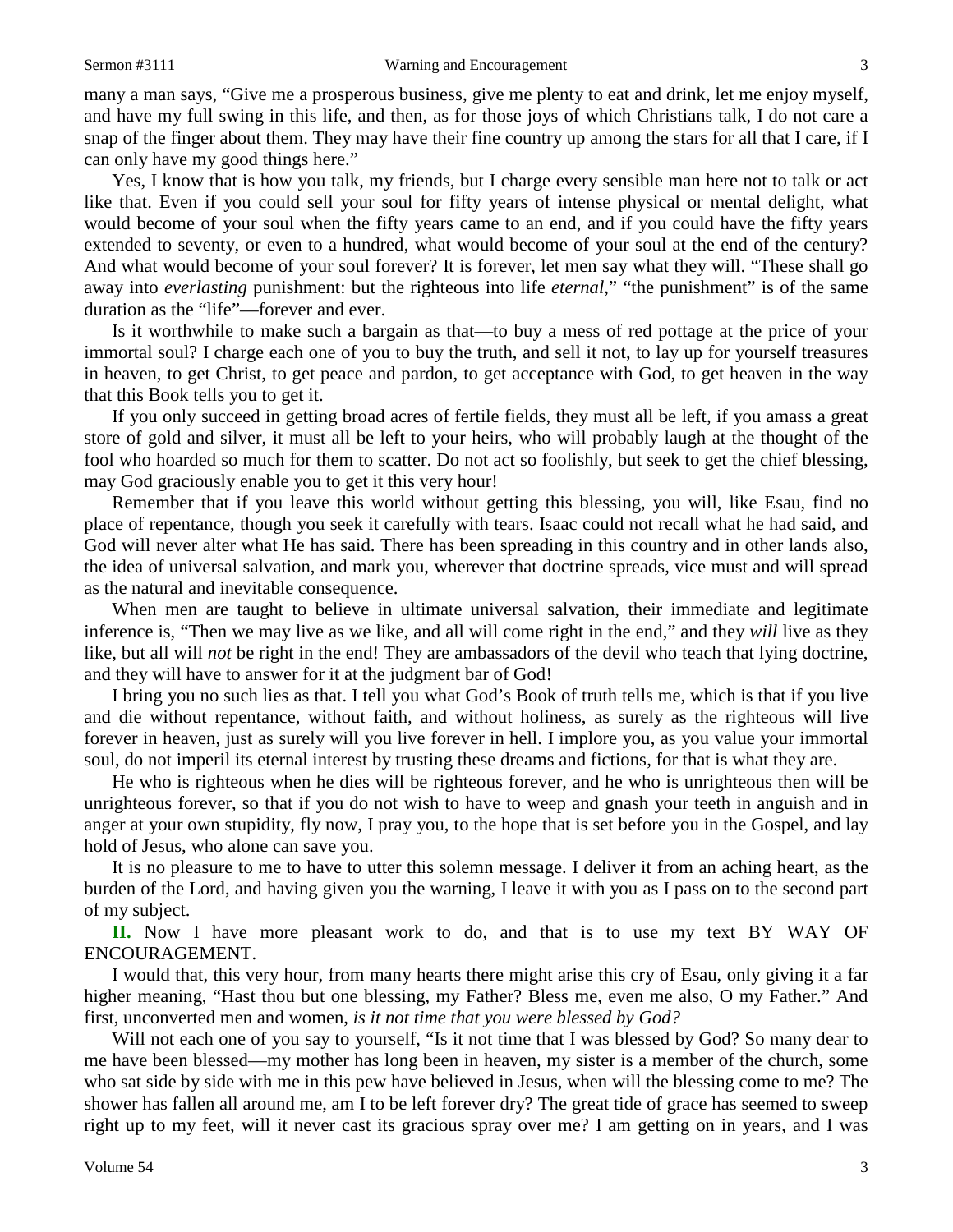many a man says, "Give me a prosperous business, give me plenty to eat and drink, let me enjoy myself, and have my full swing in this life, and then, as for those joys of which Christians talk, I do not care a snap of the finger about them. They may have their fine country up among the stars for all that I care, if I can only have my good things here."

Yes, I know that is how you talk, my friends, but I charge every sensible man here not to talk or act like that. Even if you could sell your soul for fifty years of intense physical or mental delight, what would become of your soul when the fifty years came to an end, and if you could have the fifty years extended to seventy, or even to a hundred, what would become of your soul at the end of the century? And what would become of your soul forever? It is forever, let men say what they will. "These shall go away into *everlasting* punishment: but the righteous into life *eternal*," "the punishment" is of the same duration as the "life"—forever and ever.

Is it worthwhile to make such a bargain as that—to buy a mess of red pottage at the price of your immortal soul? I charge each one of you to buy the truth, and sell it not, to lay up for yourself treasures in heaven, to get Christ, to get peace and pardon, to get acceptance with God, to get heaven in the way that this Book tells you to get it.

If you only succeed in getting broad acres of fertile fields, they must all be left, if you amass a great store of gold and silver, it must all be left to your heirs, who will probably laugh at the thought of the fool who hoarded so much for them to scatter. Do not act so foolishly, but seek to get the chief blessing, may God graciously enable you to get it this very hour!

Remember that if you leave this world without getting this blessing, you will, like Esau, find no place of repentance, though you seek it carefully with tears. Isaac could not recall what he had said, and God will never alter what He has said. There has been spreading in this country and in other lands also, the idea of universal salvation, and mark you, wherever that doctrine spreads, vice must and will spread as the natural and inevitable consequence.

When men are taught to believe in ultimate universal salvation, their immediate and legitimate inference is, "Then we may live as we like, and all will come right in the end," and they *will* live as they like, but all will *not* be right in the end! They are ambassadors of the devil who teach that lying doctrine, and they will have to answer for it at the judgment bar of God!

I bring you no such lies as that. I tell you what God's Book of truth tells me, which is that if you live and die without repentance, without faith, and without holiness, as surely as the righteous will live forever in heaven, just as surely will you live forever in hell. I implore you, as you value your immortal soul, do not imperil its eternal interest by trusting these dreams and fictions, for that is what they are.

He who is righteous when he dies will be righteous forever, and he who is unrighteous then will be unrighteous forever, so that if you do not wish to have to weep and gnash your teeth in anguish and in anger at your own stupidity, fly now, I pray you, to the hope that is set before you in the Gospel, and lay hold of Jesus, who alone can save you.

It is no pleasure to me to have to utter this solemn message. I deliver it from an aching heart, as the burden of the Lord, and having given you the warning, I leave it with you as I pass on to the second part of my subject.

**II.** Now I have more pleasant work to do, and that is to use my text BY WAY OF ENCOURAGEMENT.

I would that, this very hour, from many hearts there might arise this cry of Esau, only giving it a far higher meaning, "Hast thou but one blessing, my Father? Bless me, even me also, O my Father." And first, unconverted men and women, *is it not time that you were blessed by God?*

Will not each one of you say to yourself, "Is it not time that I was blessed by God? So many dear to me have been blessed—my mother has long been in heaven, my sister is a member of the church, some who sat side by side with me in this pew have believed in Jesus, when will the blessing come to me? The shower has fallen all around me, am I to be left forever dry? The great tide of grace has seemed to sweep right up to my feet, will it never cast its gracious spray over me? I am getting on in years, and I was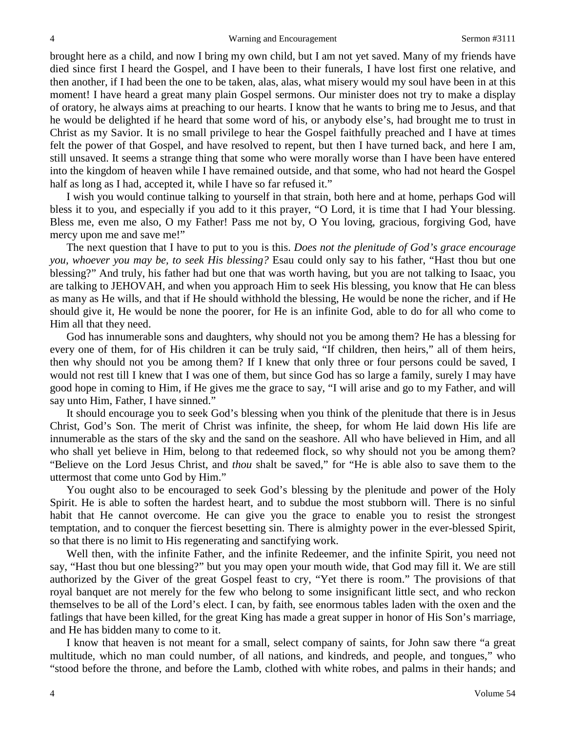brought here as a child, and now I bring my own child, but I am not yet saved. Many of my friends have died since first I heard the Gospel, and I have been to their funerals, I have lost first one relative, and then another, if I had been the one to be taken, alas, alas, what misery would my soul have been in at this moment! I have heard a great many plain Gospel sermons. Our minister does not try to make a display of oratory, he always aims at preaching to our hearts. I know that he wants to bring me to Jesus, and that he would be delighted if he heard that some word of his, or anybody else's, had brought me to trust in Christ as my Savior. It is no small privilege to hear the Gospel faithfully preached and I have at times felt the power of that Gospel, and have resolved to repent, but then I have turned back, and here I am, still unsaved. It seems a strange thing that some who were morally worse than I have been have entered into the kingdom of heaven while I have remained outside, and that some, who had not heard the Gospel half as long as I had, accepted it, while I have so far refused it."

I wish you would continue talking to yourself in that strain, both here and at home, perhaps God will bless it to you, and especially if you add to it this prayer, "O Lord, it is time that I had Your blessing. Bless me, even me also, O my Father! Pass me not by, O You loving, gracious, forgiving God, have mercy upon me and save me!"

The next question that I have to put to you is this. *Does not the plenitude of God's grace encourage you, whoever you may be, to seek His blessing?* Esau could only say to his father, "Hast thou but one blessing?" And truly, his father had but one that was worth having, but you are not talking to Isaac, you are talking to JEHOVAH, and when you approach Him to seek His blessing, you know that He can bless as many as He wills, and that if He should withhold the blessing, He would be none the richer, and if He should give it, He would be none the poorer, for He is an infinite God, able to do for all who come to Him all that they need.

God has innumerable sons and daughters, why should not you be among them? He has a blessing for every one of them, for of His children it can be truly said, "If children, then heirs," all of them heirs, then why should not you be among them? If I knew that only three or four persons could be saved, I would not rest till I knew that I was one of them, but since God has so large a family, surely I may have good hope in coming to Him, if He gives me the grace to say, "I will arise and go to my Father, and will say unto Him, Father, I have sinned."

It should encourage you to seek God's blessing when you think of the plenitude that there is in Jesus Christ, God's Son. The merit of Christ was infinite, the sheep, for whom He laid down His life are innumerable as the stars of the sky and the sand on the seashore. All who have believed in Him, and all who shall yet believe in Him, belong to that redeemed flock, so why should not you be among them? "Believe on the Lord Jesus Christ, and *thou* shalt be saved," for "He is able also to save them to the uttermost that come unto God by Him."

You ought also to be encouraged to seek God's blessing by the plenitude and power of the Holy Spirit. He is able to soften the hardest heart, and to subdue the most stubborn will. There is no sinful habit that He cannot overcome. He can give you the grace to enable you to resist the strongest temptation, and to conquer the fiercest besetting sin. There is almighty power in the ever-blessed Spirit, so that there is no limit to His regenerating and sanctifying work.

Well then, with the infinite Father, and the infinite Redeemer, and the infinite Spirit, you need not say, "Hast thou but one blessing?" but you may open your mouth wide, that God may fill it. We are still authorized by the Giver of the great Gospel feast to cry, "Yet there is room." The provisions of that royal banquet are not merely for the few who belong to some insignificant little sect, and who reckon themselves to be all of the Lord's elect. I can, by faith, see enormous tables laden with the oxen and the fatlings that have been killed, for the great King has made a great supper in honor of His Son's marriage, and He has bidden many to come to it.

I know that heaven is not meant for a small, select company of saints, for John saw there "a great multitude, which no man could number, of all nations, and kindreds, and people, and tongues," who "stood before the throne, and before the Lamb, clothed with white robes, and palms in their hands; and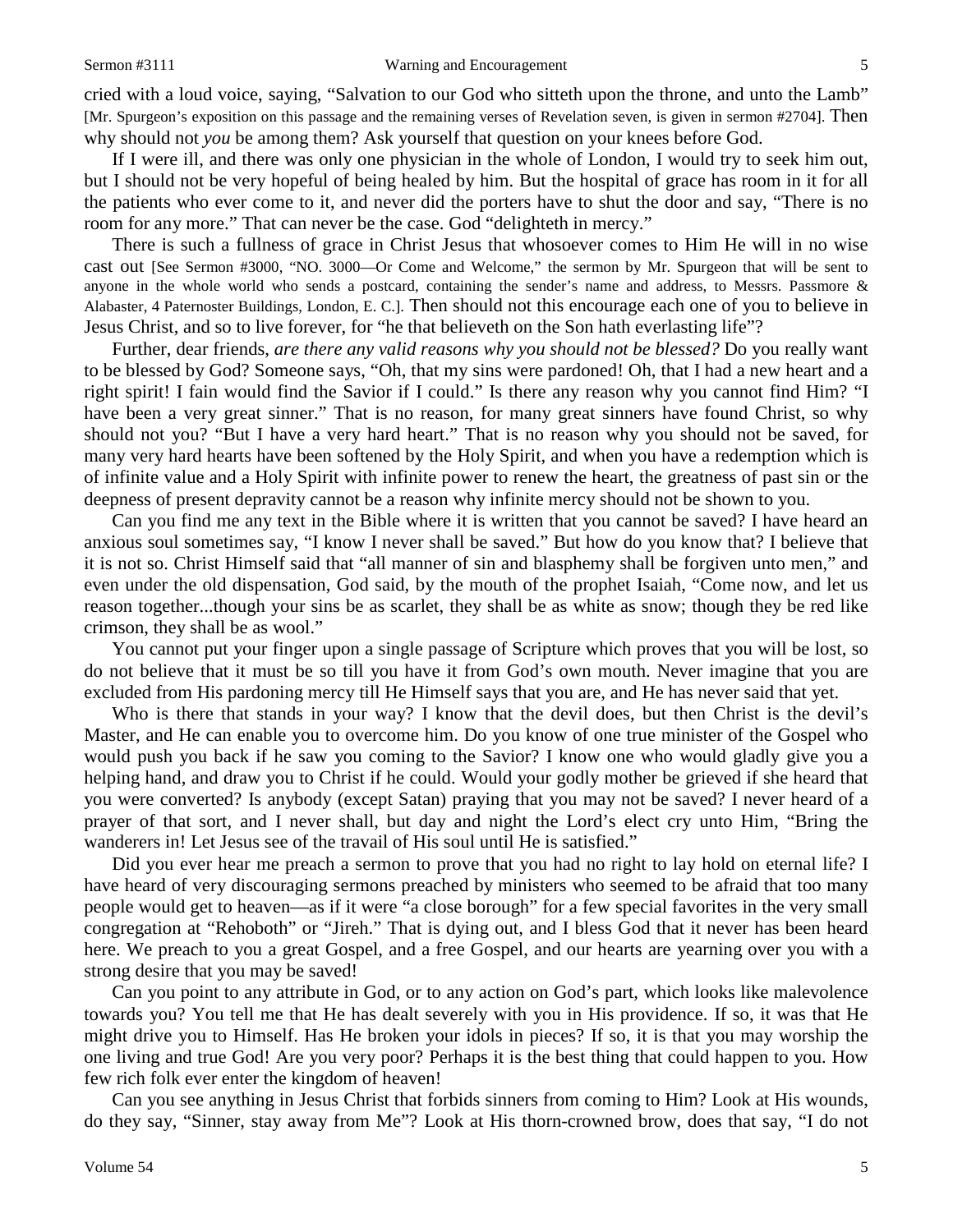cried with a loud voice, saying, "Salvation to our God who sitteth upon the throne, and unto the Lamb" [Mr. Spurgeon's exposition on this passage and the remaining verses of Revelation seven, is given in sermon #2704]. Then why should not *you* be among them? Ask yourself that question on your knees before God.

If I were ill, and there was only one physician in the whole of London, I would try to seek him out, but I should not be very hopeful of being healed by him. But the hospital of grace has room in it for all the patients who ever come to it, and never did the porters have to shut the door and say, "There is no room for any more." That can never be the case. God "delighteth in mercy."

There is such a fullness of grace in Christ Jesus that whosoever comes to Him He will in no wise cast out [See Sermon #3000, "NO. 3000—Or Come and Welcome," the sermon by Mr. Spurgeon that will be sent to anyone in the whole world who sends a postcard, containing the sender's name and address, to Messrs. Passmore & Alabaster, 4 Paternoster Buildings, London, E. C.]. Then should not this encourage each one of you to believe in Jesus Christ, and so to live forever, for "he that believeth on the Son hath everlasting life"?

Further, dear friends, *are there any valid reasons why you should not be blessed?* Do you really want to be blessed by God? Someone says, "Oh, that my sins were pardoned! Oh, that I had a new heart and a right spirit! I fain would find the Savior if I could." Is there any reason why you cannot find Him? "I have been a very great sinner." That is no reason, for many great sinners have found Christ, so why should not you? "But I have a very hard heart." That is no reason why you should not be saved, for many very hard hearts have been softened by the Holy Spirit, and when you have a redemption which is of infinite value and a Holy Spirit with infinite power to renew the heart, the greatness of past sin or the deepness of present depravity cannot be a reason why infinite mercy should not be shown to you.

Can you find me any text in the Bible where it is written that you cannot be saved? I have heard an anxious soul sometimes say, "I know I never shall be saved." But how do you know that? I believe that it is not so. Christ Himself said that "all manner of sin and blasphemy shall be forgiven unto men," and even under the old dispensation, God said, by the mouth of the prophet Isaiah, "Come now, and let us reason together...though your sins be as scarlet, they shall be as white as snow; though they be red like crimson, they shall be as wool."

You cannot put your finger upon a single passage of Scripture which proves that you will be lost, so do not believe that it must be so till you have it from God's own mouth. Never imagine that you are excluded from His pardoning mercy till He Himself says that you are, and He has never said that yet.

Who is there that stands in your way? I know that the devil does, but then Christ is the devil's Master, and He can enable you to overcome him. Do you know of one true minister of the Gospel who would push you back if he saw you coming to the Savior? I know one who would gladly give you a helping hand, and draw you to Christ if he could. Would your godly mother be grieved if she heard that you were converted? Is anybody (except Satan) praying that you may not be saved? I never heard of a prayer of that sort, and I never shall, but day and night the Lord's elect cry unto Him, "Bring the wanderers in! Let Jesus see of the travail of His soul until He is satisfied."

Did you ever hear me preach a sermon to prove that you had no right to lay hold on eternal life? I have heard of very discouraging sermons preached by ministers who seemed to be afraid that too many people would get to heaven—as if it were "a close borough" for a few special favorites in the very small congregation at "Rehoboth" or "Jireh." That is dying out, and I bless God that it never has been heard here. We preach to you a great Gospel, and a free Gospel, and our hearts are yearning over you with a strong desire that you may be saved!

Can you point to any attribute in God, or to any action on God's part, which looks like malevolence towards you? You tell me that He has dealt severely with you in His providence. If so, it was that He might drive you to Himself. Has He broken your idols in pieces? If so, it is that you may worship the one living and true God! Are you very poor? Perhaps it is the best thing that could happen to you. How few rich folk ever enter the kingdom of heaven!

Can you see anything in Jesus Christ that forbids sinners from coming to Him? Look at His wounds, do they say, "Sinner, stay away from Me"? Look at His thorn-crowned brow, does that say, "I do not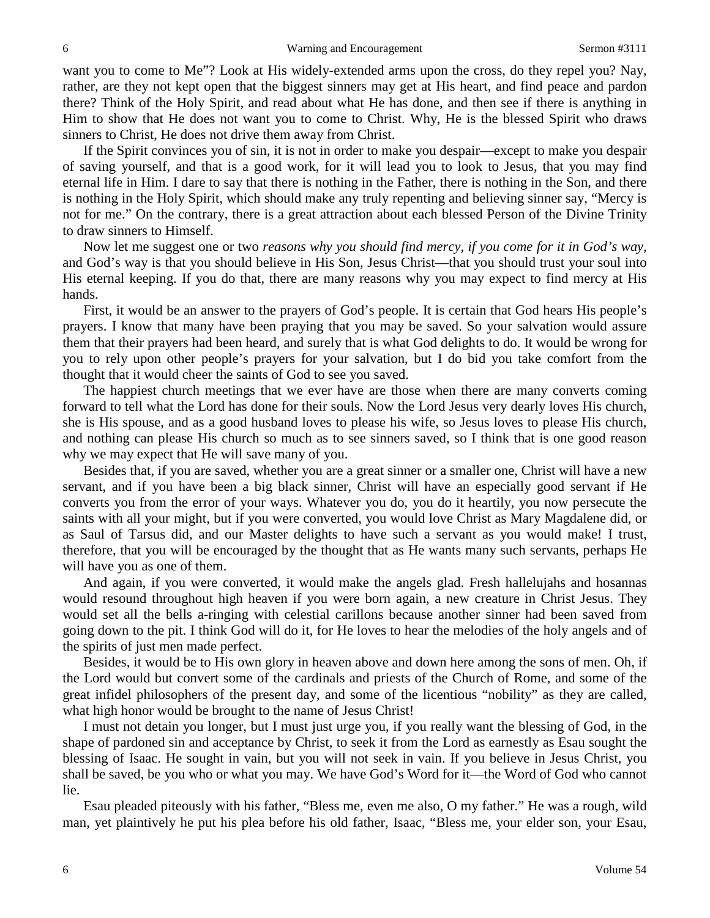want you to come to Me"? Look at His widely-extended arms upon the cross, do they repel you? Nay, rather, are they not kept open that the biggest sinners may get at His heart, and find peace and pardon there? Think of the Holy Spirit, and read about what He has done, and then see if there is anything in Him to show that He does not want you to come to Christ. Why, He is the blessed Spirit who draws sinners to Christ, He does not drive them away from Christ.

If the Spirit convinces you of sin, it is not in order to make you despair—except to make you despair of saving yourself, and that is a good work, for it will lead you to look to Jesus, that you may find eternal life in Him. I dare to say that there is nothing in the Father, there is nothing in the Son, and there is nothing in the Holy Spirit, which should make any truly repenting and believing sinner say, "Mercy is not for me." On the contrary, there is a great attraction about each blessed Person of the Divine Trinity to draw sinners to Himself.

Now let me suggest one or two *reasons why you should find mercy, if you come for it in God's way*, and God's way is that you should believe in His Son, Jesus Christ—that you should trust your soul into His eternal keeping. If you do that, there are many reasons why you may expect to find mercy at His hands.

First, it would be an answer to the prayers of God's people. It is certain that God hears His people's prayers. I know that many have been praying that you may be saved. So your salvation would assure them that their prayers had been heard, and surely that is what God delights to do. It would be wrong for you to rely upon other people's prayers for your salvation, but I do bid you take comfort from the thought that it would cheer the saints of God to see you saved.

The happiest church meetings that we ever have are those when there are many converts coming forward to tell what the Lord has done for their souls. Now the Lord Jesus very dearly loves His church, she is His spouse, and as a good husband loves to please his wife, so Jesus loves to please His church, and nothing can please His church so much as to see sinners saved, so I think that is one good reason why we may expect that He will save many of you.

Besides that, if you are saved, whether you are a great sinner or a smaller one, Christ will have a new servant, and if you have been a big black sinner, Christ will have an especially good servant if He converts you from the error of your ways. Whatever you do, you do it heartily, you now persecute the saints with all your might, but if you were converted, you would love Christ as Mary Magdalene did, or as Saul of Tarsus did, and our Master delights to have such a servant as you would make! I trust, therefore, that you will be encouraged by the thought that as He wants many such servants, perhaps He will have you as one of them.

And again, if you were converted, it would make the angels glad. Fresh hallelujahs and hosannas would resound throughout high heaven if you were born again, a new creature in Christ Jesus. They would set all the bells a-ringing with celestial carillons because another sinner had been saved from going down to the pit. I think God will do it, for He loves to hear the melodies of the holy angels and of the spirits of just men made perfect.

Besides, it would be to His own glory in heaven above and down here among the sons of men. Oh, if the Lord would but convert some of the cardinals and priests of the Church of Rome, and some of the great infidel philosophers of the present day, and some of the licentious "nobility" as they are called, what high honor would be brought to the name of Jesus Christ!

I must not detain you longer, but I must just urge you, if you really want the blessing of God, in the shape of pardoned sin and acceptance by Christ, to seek it from the Lord as earnestly as Esau sought the blessing of Isaac. He sought in vain, but you will not seek in vain. If you believe in Jesus Christ, you shall be saved, be you who or what you may. We have God's Word for it—the Word of God who cannot lie.

Esau pleaded piteously with his father, "Bless me, even me also, O my father." He was a rough, wild man, yet plaintively he put his plea before his old father, Isaac, "Bless me, your elder son, your Esau,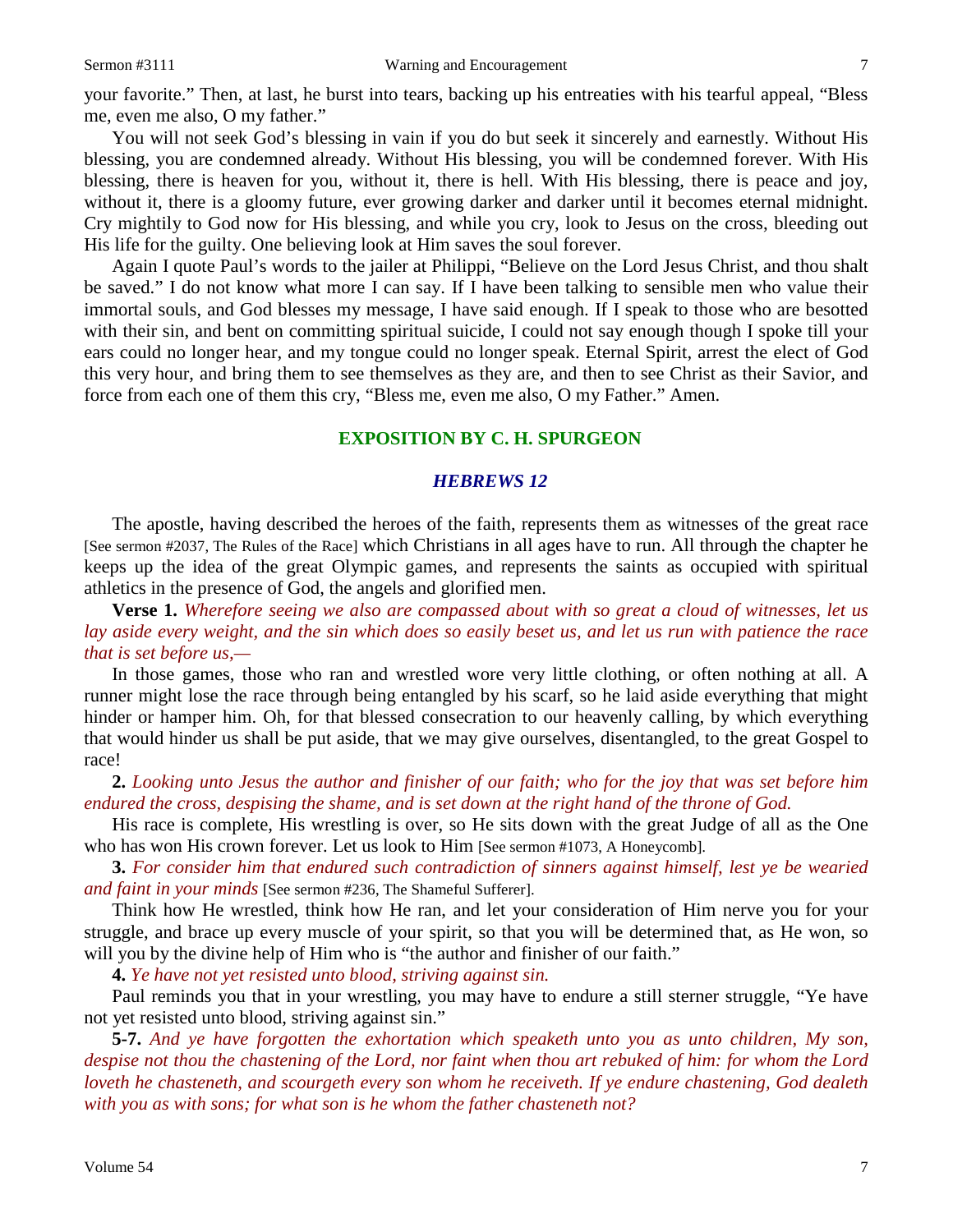your favorite." Then, at last, he burst into tears, backing up his entreaties with his tearful appeal, "Bless me, even me also, O my father."

You will not seek God's blessing in vain if you do but seek it sincerely and earnestly. Without His blessing, you are condemned already. Without His blessing, you will be condemned forever. With His blessing, there is heaven for you, without it, there is hell. With His blessing, there is peace and joy, without it, there is a gloomy future, ever growing darker and darker until it becomes eternal midnight. Cry mightily to God now for His blessing, and while you cry, look to Jesus on the cross, bleeding out His life for the guilty. One believing look at Him saves the soul forever.

Again I quote Paul's words to the jailer at Philippi, "Believe on the Lord Jesus Christ, and thou shalt be saved." I do not know what more I can say. If I have been talking to sensible men who value their immortal souls, and God blesses my message, I have said enough. If I speak to those who are besotted with their sin, and bent on committing spiritual suicide, I could not say enough though I spoke till your ears could no longer hear, and my tongue could no longer speak. Eternal Spirit, arrest the elect of God this very hour, and bring them to see themselves as they are, and then to see Christ as their Savior, and force from each one of them this cry, "Bless me, even me also, O my Father." Amen.

## EXPOSITION BY C. H. SPURGEON

### *HEBREWS 12*

The apostle, having described the heroes of the faith, represents them as witnesses of the great race [See sermon #2037, The Rules of the Race] which Christians in all ages have to run. All through the chapter he keeps up the idea of the great Olympic games, and represents the saints as occupied with spiritual athletics in the presence of God, the angels and glorified men.

**Verse 1.** *Wherefore seeing we also are compassed about with so great a cloud of witnesses, let us lay aside every weight, and the sin which does so easily beset us, and let us run with patience the race that is set before us,—*

In those games, those who ran and wrestled wore very little clothing, or often nothing at all. A runner might lose the race through being entangled by his scarf, so he laid aside everything that might hinder or hamper him. Oh, for that blessed consecration to our heavenly calling, by which everything that would hinder us shall be put aside, that we may give ourselves, disentangled, to the great Gospel to race!

**2.** *Looking unto Jesus the author and finisher of our faith; who for the joy that was set before him endured the cross, despising the shame, and is set down at the right hand of the throne of God.*

His race is complete, His wrestling is over, so He sits down with the great Judge of all as the One who has won His crown forever. Let us look to Him [See sermon #1073, A Honeycomb].

**3.** *For consider him that endured such contradiction of sinners against himself, lest ye be wearied and faint in your minds* [See sermon #236, The Shameful Sufferer].

Think how He wrestled, think how He ran, and let your consideration of Him nerve you for your struggle, and brace up every muscle of your spirit, so that you will be determined that, as He won, so will you by the divine help of Him who is "the author and finisher of our faith."

**4.** *Ye have not yet resisted unto blood, striving against sin.*

Paul reminds you that in your wrestling, you may have to endure a still sterner struggle, "Ye have not yet resisted unto blood, striving against sin."

**5-7.** *And ye have forgotten the exhortation which speaketh unto you as unto children, My son, despise not thou the chastening of the Lord, nor faint when thou art rebuked of him: for whom the Lord loveth he chasteneth, and scourgeth every son whom he receiveth. If ye endure chastening, God dealeth with you as with sons; for what son is he whom the father chasteneth not?*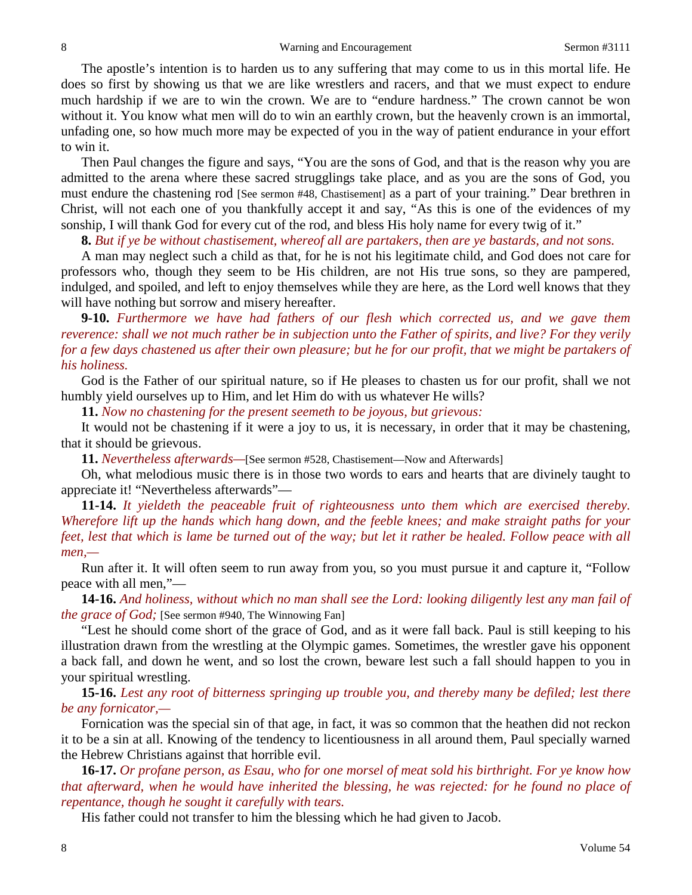The apostle's intention is to harden us to any suffering that may come to us in this mortal life. He does so first by showing us that we are like wrestlers and racers, and that we must expect to endure much hardship if we are to win the crown. We are to "endure hardness." The crown cannot be won without it. You know what men will do to win an earthly crown, but the heavenly crown is an immortal, unfading one, so how much more may be expected of you in the way of patient endurance in your effort to win it.

Then Paul changes the figure and says, "You are the sons of God, and that is the reason why you are admitted to the arena where these sacred strugglings take place, and as you are the sons of God, you must endure the chastening rod [See sermon #48, Chastisement] as a part of your training." Dear brethren in Christ, will not each one of you thankfully accept it and say, "As this is one of the evidences of my sonship, I will thank God for every cut of the rod, and bless His holy name for every twig of it."

**8.** *But if ye be without chastisement, whereof all are partakers, then are ye bastards, and not sons.*

A man may neglect such a child as that, for he is not his legitimate child, and God does not care for professors who, though they seem to be His children, are not His true sons, so they are pampered, indulged, and spoiled, and left to enjoy themselves while they are here, as the Lord well knows that they will have nothing but sorrow and misery hereafter.

**9-10.** *Furthermore we have had fathers of our flesh which corrected us, and we gave them reverence: shall we not much rather be in subjection unto the Father of spirits, and live? For they verily for a few days chastened us after their own pleasure; but he for our profit, that we might be partakers of his holiness.*

God is the Father of our spiritual nature, so if He pleases to chasten us for our profit, shall we not humbly yield ourselves up to Him, and let Him do with us whatever He wills?

**11.** *Now no chastening for the present seemeth to be joyous, but grievous:*

It would not be chastening if it were a joy to us, it is necessary, in order that it may be chastening, that it should be grievous.

**11.** *Nevertheless afterwards—*[See sermon #528, Chastisement—Now and Afterwards]

Oh, what melodious music there is in those two words to ears and hearts that are divinely taught to appreciate it! "Nevertheless afterwards"—

**11-14.** *It yieldeth the peaceable fruit of righteousness unto them which are exercised thereby. Wherefore lift up the hands which hang down, and the feeble knees; and make straight paths for your feet, lest that which is lame be turned out of the way; but let it rather be healed. Follow peace with all men,—*

Run after it. It will often seem to run away from you, so you must pursue it and capture it, "Follow peace with all men,"—

**14-16.** *And holiness, without which no man shall see the Lord: looking diligently lest any man fail of the grace of God;* [See sermon #940, The Winnowing Fan]

"Lest he should come short of the grace of God, and as it were fall back. Paul is still keeping to his illustration drawn from the wrestling at the Olympic games. Sometimes, the wrestler gave his opponent a back fall, and down he went, and so lost the crown, beware lest such a fall should happen to you in your spiritual wrestling.

**15-16.** *Lest any root of bitterness springing up trouble you, and thereby many be defiled; lest there be any fornicator,—*

Fornication was the special sin of that age, in fact, it was so common that the heathen did not reckon it to be a sin at all. Knowing of the tendency to licentiousness in all around them, Paul specially warned the Hebrew Christians against that horrible evil.

**16-17.** *Or profane person, as Esau, who for one morsel of meat sold his birthright. For ye know how that afterward, when he would have inherited the blessing, he was rejected: for he found no place of repentance, though he sought it carefully with tears.*

His father could not transfer to him the blessing which he had given to Jacob.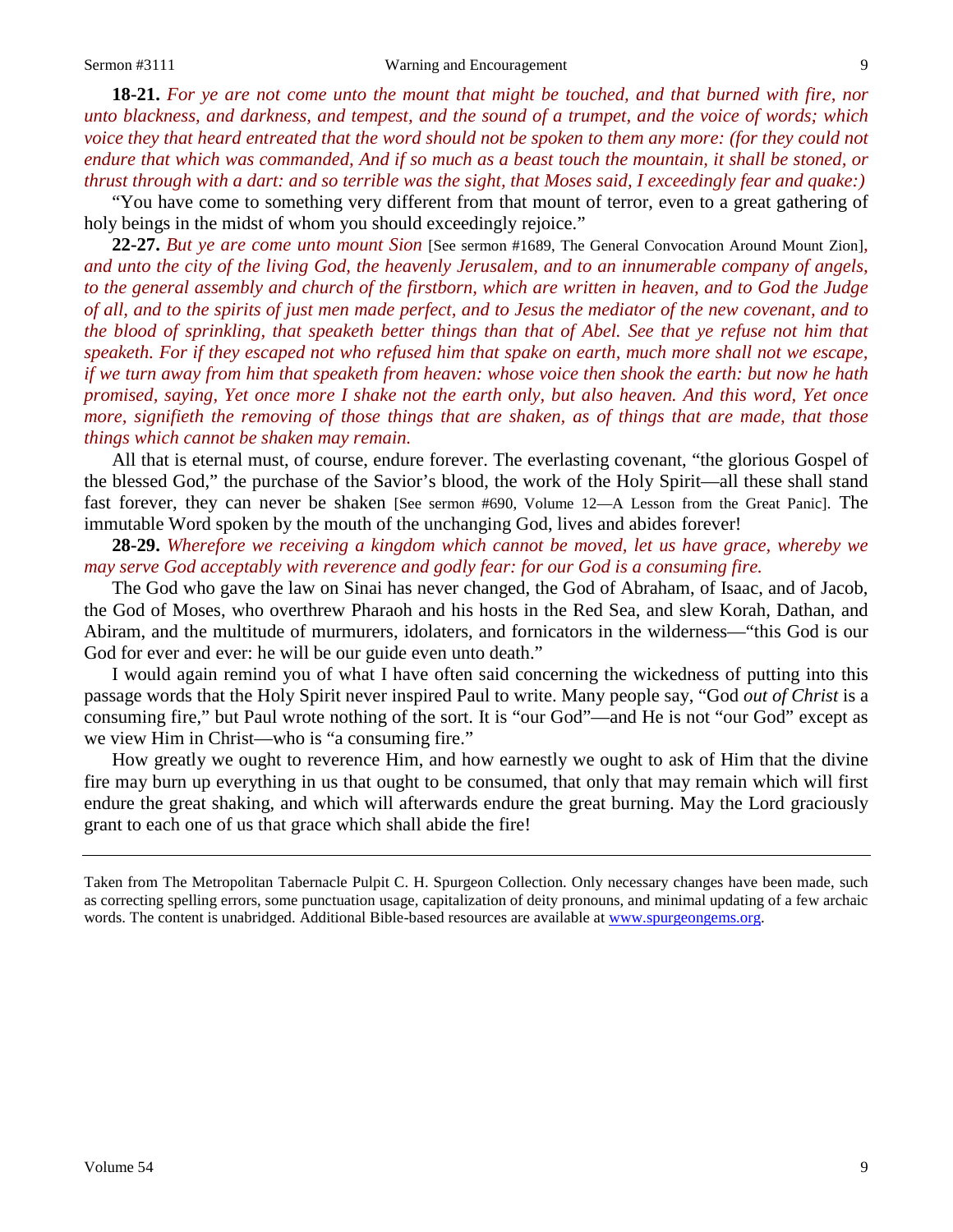**18-21.** *For ye are not come unto the mount that might be touched, and that burned with fire, nor unto blackness, and darkness, and tempest, and the sound of a trumpet, and the voice of words; which voice they that heard entreated that the word should not be spoken to them any more: (for they could not endure that which was commanded, And if so much as a beast touch the mountain, it shall be stoned, or thrust through with a dart: and so terrible was the sight, that Moses said, I exceedingly fear and quake:)*

"You have come to something very different from that mount of terror, even to a great gathering of holy beings in the midst of whom you should exceedingly rejoice."

**22-27.** *But ye are come unto mount Sion* [See sermon #1689, The General Convocation Around Mount Zion], *and unto the city of the living God, the heavenly Jerusalem, and to an innumerable company of angels, to the general assembly and church of the firstborn, which are written in heaven, and to God the Judge of all, and to the spirits of just men made perfect, and to Jesus the mediator of the new covenant, and to the blood of sprinkling, that speaketh better things than that of Abel. See that ye refuse not him that speaketh. For if they escaped not who refused him that spake on earth, much more shall not we escape, if we turn away from him that speaketh from heaven: whose voice then shook the earth: but now he hath promised, saying, Yet once more I shake not the earth only, but also heaven. And this word, Yet once more, signifieth the removing of those things that are shaken, as of things that are made, that those things which cannot be shaken may remain.*

All that is eternal must, of course, endure forever. The everlasting covenant, "the glorious Gospel of the blessed God," the purchase of the Savior's blood, the work of the Holy Spirit—all these shall stand fast forever, they can never be shaken [See sermon #690, Volume 12—A Lesson from the Great Panic]. The immutable Word spoken by the mouth of the unchanging God, lives and abides forever!

**28-29.** *Wherefore we receiving a kingdom which cannot be moved, let us have grace, whereby we may serve God acceptably with reverence and godly fear: for our God is a consuming fire.*

The God who gave the law on Sinai has never changed, the God of Abraham, of Isaac, and of Jacob, the God of Moses, who overthrew Pharaoh and his hosts in the Red Sea, and slew Korah, Dathan, and Abiram, and the multitude of murmurers, idolaters, and fornicators in the wilderness—"this God is our God for ever and ever: he will be our guide even unto death."

I would again remind you of what I have often said concerning the wickedness of putting into this passage words that the Holy Spirit never inspired Paul to write. Many people say, "God *out of Christ* is a consuming fire," but Paul wrote nothing of the sort. It is "our God"—and He is not "our God" except as we view Him in Christ—who is "a consuming fire."

How greatly we ought to reverence Him, and how earnestly we ought to ask of Him that the divine fire may burn up everything in us that ought to be consumed, that only that may remain which will first endure the great shaking, and which will afterwards endure the great burning. May the Lord graciously grant to each one of us that grace which shall abide the fire!

---

Taken from The Metropolitan Tabernacle Pulpit C. H. Spurgeon Collection. Only necessary changes have been made, such as correcting spelling errors, some punctuation usage, capitalization of deity pronouns, and minimal updating of a few archaic words. The content is unabridged. Additional Bible-based resources are available at www.spurgeongems.org.